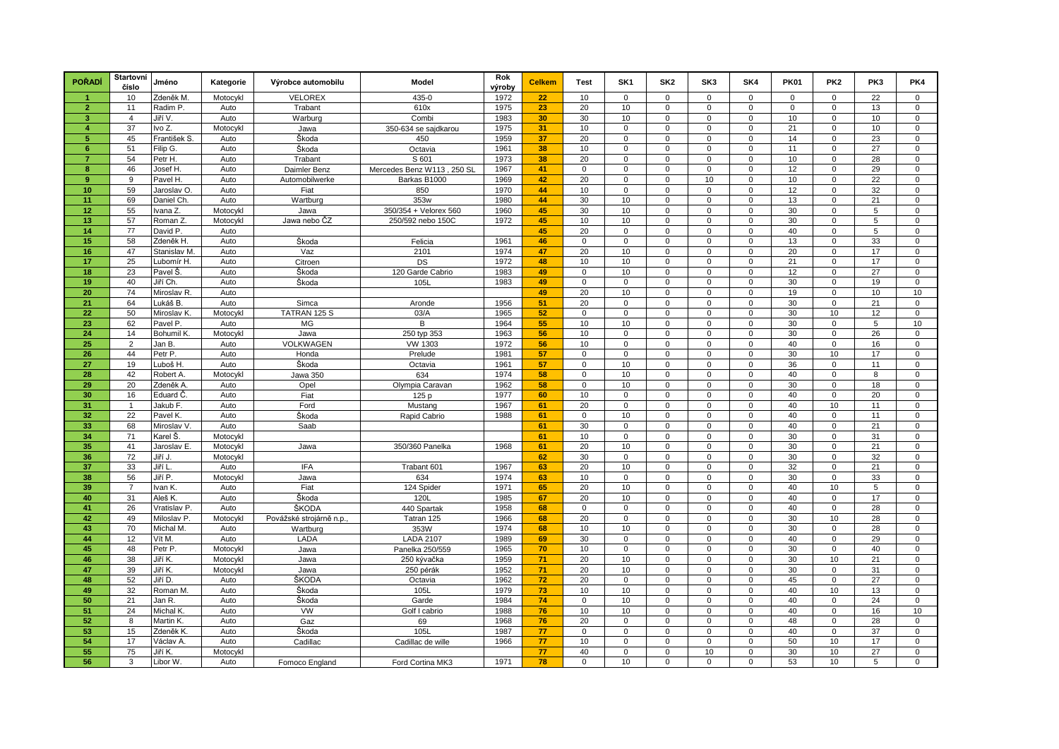| POŘADÍ | Startovní číslo | Jméno | Kategorie | Výrobce automobilu | Model | Rok výroby | Celkem | Test | SK1 | SK2 | SK3 | SK4 | PK01 | PK2 | PK3 | PK4 |
|---|---|---|---|---|---|---|---|---|---|---|---|---|---|---|---|---|
| 1 | 10 | Zdeněk M. | Motocykl | VELOREX | 435-0 | 1972 | 22 | 10 | 0 | 0 | 0 | 0 | 0 | 0 | 22 | 0 |
| 2 | 11 | Radim P. | Auto | Trabant | 610x | 1975 | 23 | 20 | 10 | 0 | 0 | 0 | 0 | 0 | 13 | 0 |
| 3 | 4 | Jiří V. | Auto | Warburg | Combi | 1983 | 30 | 30 | 10 | 0 | 0 | 0 | 10 | 0 | 10 | 0 |
| 4 | 37 | Ivo Z. | Motocykl | Jawa | 350-634 se sajdkarou | 1975 | 31 | 10 | 0 | 0 | 0 | 0 | 21 | 0 | 10 | 0 |
| 5 | 45 | František S. | Auto | Škoda | 450 | 1959 | 37 | 20 | 0 | 0 | 0 | 0 | 14 | 0 | 23 | 0 |
| 6 | 51 | Filip G. | Auto | Škoda | Octavia | 1961 | 38 | 10 | 0 | 0 | 0 | 0 | 11 | 0 | 27 | 0 |
| 7 | 54 | Petr H. | Auto | Trabant | S 601 | 1973 | 38 | 20 | 0 | 0 | 0 | 0 | 10 | 0 | 28 | 0 |
| 8 | 46 | Josef H. | Auto | Daimler Benz | Mercedes Benz W113 , 250 SL | 1967 | 41 | 0 | 0 | 0 | 0 | 0 | 12 | 0 | 29 | 0 |
| 9 | 9 | Pavel H. | Auto | Automobilwerke | Barkas B1000 | 1969 | 42 | 20 | 0 | 0 | 10 | 0 | 10 | 0 | 22 | 0 |
| 10 | 59 | Jaroslav O. | Auto | Fiat | 850 | 1970 | 44 | 10 | 0 | 0 | 0 | 0 | 12 | 0 | 32 | 0 |
| 11 | 69 | Daniel Ch. | Auto | Wartburg | 353w | 1980 | 44 | 30 | 10 | 0 | 0 | 0 | 13 | 0 | 21 | 0 |
| 12 | 55 | Ivana Z. | Motocykl | Jawa | 350/354 + Velorex 560 | 1960 | 45 | 30 | 10 | 0 | 0 | 0 | 30 | 0 | 5 | 0 |
| 13 | 57 | Roman Z. | Motocykl | Jawa nebo ČZ | 250/592 nebo 150C | 1972 | 45 | 10 | 10 | 0 | 0 | 0 | 30 | 0 | 5 | 0 |
| 14 | 77 | David P. | Auto | | | | 45 | 20 | 0 | 0 | 0 | 0 | 40 | 0 | 5 | 0 |
| 15 | 58 | Zdeněk H. | Auto | Škoda | Felicia | 1961 | 46 | 0 | 0 | 0 | 0 | 0 | 13 | 0 | 33 | 0 |
| 16 | 47 | Stanislav M. | Auto | Vaz | 2101 | 1974 | 47 | 20 | 10 | 0 | 0 | 0 | 20 | 0 | 17 | 0 |
| 17 | 25 | Lubomír H. | Auto | Citroen | DS | 1972 | 48 | 10 | 10 | 0 | 0 | 0 | 21 | 0 | 17 | 0 |
| 18 | 23 | Pavel Š. | Auto | Škoda | 120 Garde Cabrio | 1983 | 49 | 0 | 10 | 0 | 0 | 0 | 12 | 0 | 27 | 0 |
| 19 | 40 | Jiří Ch. | Auto | Škoda | 105L | 1983 | 49 | 0 | 0 | 0 | 0 | 0 | 30 | 0 | 19 | 0 |
| 20 | 74 | Miroslav R. | Auto | | | | 49 | 20 | 10 | 0 | 0 | 0 | 19 | 0 | 10 | 10 |
| 21 | 64 | Lukáš B. | Auto | Simca | Aronde | 1956 | 51 | 20 | 0 | 0 | 0 | 0 | 30 | 0 | 21 | 0 |
| 22 | 50 | Miroslav K. | Motocykl | TATRAN 125 S | 03/A | 1965 | 52 | 0 | 0 | 0 | 0 | 0 | 30 | 10 | 12 | 0 |
| 23 | 62 | Pavel P. | Auto | MG | B | 1964 | 55 | 10 | 10 | 0 | 0 | 0 | 30 | 0 | 5 | 10 |
| 24 | 14 | Bohumil K. | Motocykl | Jawa | 250 typ 353 | 1963 | 56 | 10 | 0 | 0 | 0 | 0 | 30 | 0 | 26 | 0 |
| 25 | 2 | Jan B. | Auto | VOLKWAGEN | VW 1303 | 1972 | 56 | 10 | 0 | 0 | 0 | 0 | 40 | 0 | 16 | 0 |
| 26 | 44 | Petr P. | Auto | Honda | Prelude | 1981 | 57 | 0 | 0 | 0 | 0 | 0 | 30 | 10 | 17 | 0 |
| 27 | 19 | Luboš H. | Auto | Škoda | Octavia | 1961 | 57 | 0 | 10 | 0 | 0 | 0 | 36 | 0 | 11 | 0 |
| 28 | 42 | Robert A. | Motocykl | Jawa 350 | 634 | 1974 | 58 | 0 | 10 | 0 | 0 | 0 | 40 | 0 | 8 | 0 |
| 29 | 20 | Zdeněk A. | Auto | Opel | Olympia Caravan | 1962 | 58 | 0 | 10 | 0 | 0 | 0 | 30 | 0 | 18 | 0 |
| 30 | 16 | Eduard Č. | Auto | Fiat | 125 p | 1977 | 60 | 10 | 0 | 0 | 0 | 0 | 40 | 0 | 20 | 0 |
| 31 | 1 | Jakub F. | Auto | Ford | Mustang | 1967 | 61 | 20 | 0 | 0 | 0 | 0 | 40 | 10 | 11 | 0 |
| 32 | 22 | Pavel K. | Auto | Škoda | Rapid Cabrio | 1988 | 61 | 0 | 10 | 0 | 0 | 0 | 40 | 0 | 11 | 0 |
| 33 | 68 | Miroslav V. | Auto | Saab | | | 61 | 30 | 0 | 0 | 0 | 0 | 40 | 0 | 21 | 0 |
| 34 | 71 | Karel Š. | Motocykl | | | | 61 | 10 | 0 | 0 | 0 | 0 | 30 | 0 | 31 | 0 |
| 35 | 41 | Jaroslav E. | Motocykl | Jawa | 350/360 Panelka | 1968 | 61 | 20 | 10 | 0 | 0 | 0 | 30 | 0 | 21 | 0 |
| 36 | 72 | Jiří J. | Motocykl | | | | 62 | 30 | 0 | 0 | 0 | 0 | 30 | 0 | 32 | 0 |
| 37 | 33 | Jiří L. | Auto | IFA | Trabant 601 | 1967 | 63 | 20 | 10 | 0 | 0 | 0 | 32 | 0 | 21 | 0 |
| 38 | 56 | Jiří P. | Motocykl | Jawa | 634 | 1974 | 63 | 10 | 0 | 0 | 0 | 0 | 30 | 0 | 33 | 0 |
| 39 | 7 | Ivan K. | Auto | Fiat | 124 Spider | 1971 | 65 | 20 | 10 | 0 | 0 | 0 | 40 | 10 | 5 | 0 |
| 40 | 31 | Aleš K. | Auto | Škoda | 120L | 1985 | 67 | 20 | 10 | 0 | 0 | 0 | 40 | 0 | 17 | 0 |
| 41 | 26 | Vratislav P. | Auto | ŠKODA | 440 Spartak | 1958 | 68 | 0 | 0 | 0 | 0 | 0 | 40 | 0 | 28 | 0 |
| 42 | 49 | Miloslav P. | Motocykl | Považské strojárně n.p., | Tatran 125 | 1966 | 68 | 20 | 0 | 0 | 0 | 0 | 30 | 10 | 28 | 0 |
| 43 | 70 | Michal M. | Auto | Wartburg | 353W | 1974 | 68 | 10 | 10 | 0 | 0 | 0 | 30 | 0 | 28 | 0 |
| 44 | 12 | Vít M. | Auto | LADA | LADA 2107 | 1989 | 69 | 30 | 0 | 0 | 0 | 0 | 40 | 0 | 29 | 0 |
| 45 | 48 | Petr P. | Motocykl | Jawa | Panelka 250/559 | 1965 | 70 | 10 | 0 | 0 | 0 | 0 | 30 | 0 | 40 | 0 |
| 46 | 38 | Jiří K. | Motocykl | Jawa | 250 kývačka | 1959 | 71 | 20 | 10 | 0 | 0 | 0 | 30 | 10 | 21 | 0 |
| 47 | 39 | Jiří K. | Motocykl | Jawa | 250 pérák | 1952 | 71 | 20 | 10 | 0 | 0 | 0 | 30 | 0 | 31 | 0 |
| 48 | 52 | Jiří D. | Auto | ŠKODA | Octavia | 1962 | 72 | 20 | 0 | 0 | 0 | 0 | 45 | 0 | 27 | 0 |
| 49 | 32 | Roman M. | Auto | Škoda | 105L | 1979 | 73 | 10 | 10 | 0 | 0 | 0 | 40 | 10 | 13 | 0 |
| 50 | 21 | Jan R. | Auto | Škoda | Garde | 1984 | 74 | 0 | 10 | 0 | 0 | 0 | 40 | 0 | 24 | 0 |
| 51 | 24 | Michal K. | Auto | VW | Golf I cabrio | 1988 | 76 | 10 | 10 | 0 | 0 | 0 | 40 | 0 | 16 | 10 |
| 52 | 8 | Martin K. | Auto | Gaz | 69 | 1968 | 76 | 20 | 0 | 0 | 0 | 0 | 48 | 0 | 28 | 0 |
| 53 | 15 | Zdeněk K. | Auto | Škoda | 105L | 1987 | 77 | 0 | 0 | 0 | 0 | 0 | 40 | 0 | 37 | 0 |
| 54 | 17 | Václav A. | Auto | Cadillac | Cadillac de wille | 1966 | 77 | 10 | 0 | 0 | 0 | 0 | 50 | 10 | 17 | 0 |
| 55 | 75 | Jiří K. | Motocykl | | | | 77 | 40 | 0 | 0 | 10 | 0 | 30 | 10 | 27 | 0 |
| 56 | 3 | Libor W. | Auto | Fomoco England | Ford Cortina MK3 | 1971 | 78 | 0 | 10 | 0 | 0 | 0 | 53 | 10 | 5 | 0 |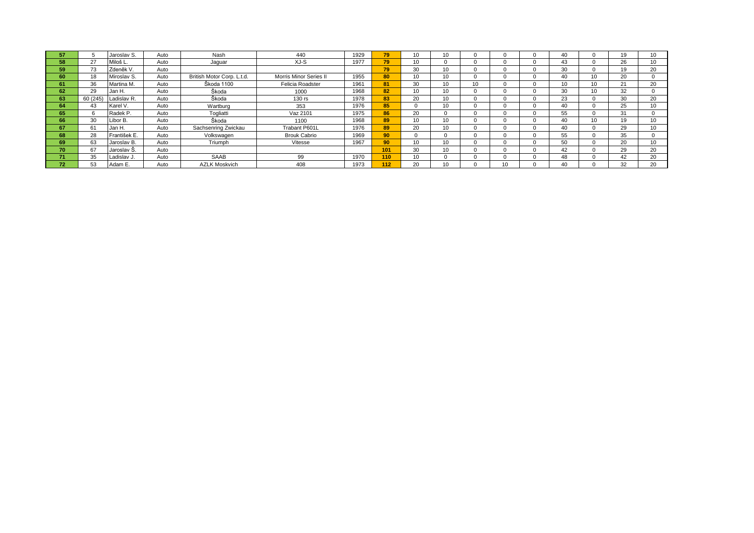| | | | | | | | | | | | | | | | | | |
|---|---|---|---|---|---|---|---|---|---|---|---|---|---|---|---|---|---|
| 57 | 5 | Jaroslav S. | Auto | Nash | 440 | 1929 | 79 | 10 | 10 | 0 | 0 | 0 | 40 | 0 | 19 | 10 |
| 58 | 27 | Miloš L. | Auto | Jaguar | XJ-S | 1977 | 79 | 10 | 0 | 0 | 0 | 0 | 43 | 0 | 26 | 10 |
| 59 | 73 | Zdeněk V. | Auto | | | | 79 | 30 | 10 | 0 | 0 | 0 | 30 | 0 | 19 | 20 |
| 60 | 18 | Miroslav S. | Auto | British Motor Corp. L.t.d. | Morris Minor Series II | 1955 | 80 | 10 | 10 | 0 | 0 | 0 | 40 | 10 | 20 | 0 |
| 61 | 36 | Martina M. | Auto | Škoda 1100 | Felicia Roadster | 1961 | 81 | 30 | 10 | 10 | 0 | 0 | 10 | 10 | 21 | 20 |
| 62 | 29 | Jan H. | Auto | Škoda | 1000 | 1968 | 82 | 10 | 10 | 0 | 0 | 0 | 30 | 10 | 32 | 0 |
| 63 | 60 (245) | Ladislav R. | Auto | Škoda | 130 rs | 1978 | 83 | 20 | 10 | 0 | 0 | 0 | 23 | 0 | 30 | 20 |
| 64 | 43 | Karel V. | Auto | Wartburg | 353 | 1976 | 85 | 0 | 10 | 0 | 0 | 0 | 40 | 0 | 25 | 10 |
| 65 | 6 | Radek P. | Auto | Togliatti | Vaz 2101 | 1975 | 86 | 20 | 0 | 0 | 0 | 0 | 55 | 0 | 31 | 0 |
| 66 | 30 | Libor B. | Auto | Škoda | 1100 | 1968 | 89 | 10 | 10 | 0 | 0 | 0 | 40 | 10 | 19 | 10 |
| 67 | 61 | Jan H. | Auto | Sachsenring Zwickau | Trabant P601L | 1976 | 89 | 20 | 10 | 0 | 0 | 0 | 40 | 0 | 29 | 10 |
| 68 | 28 | František E. | Auto | Volkswagen | Brouk Cabrio | 1969 | 90 | 0 | 0 | 0 | 0 | 0 | 55 | 0 | 35 | 0 |
| 69 | 63 | Jaroslav B. | Auto | Triumph | Vitesse | 1967 | 90 | 10 | 10 | 0 | 0 | 0 | 50 | 0 | 20 | 10 |
| 70 | 67 | Jaroslav Š. | Auto | | | | 101 | 30 | 10 | 0 | 0 | 0 | 42 | 0 | 29 | 20 |
| 71 | 35 | Ladislav J. | Auto | SAAB | 99 | 1970 | 110 | 10 | 0 | 0 | 0 | 0 | 48 | 0 | 42 | 20 |
| 72 | 53 | Adam E. | Auto | AZLK Moskvich | 408 | 1973 | 112 | 20 | 10 | 0 | 10 | 0 | 40 | 0 | 32 | 20 |